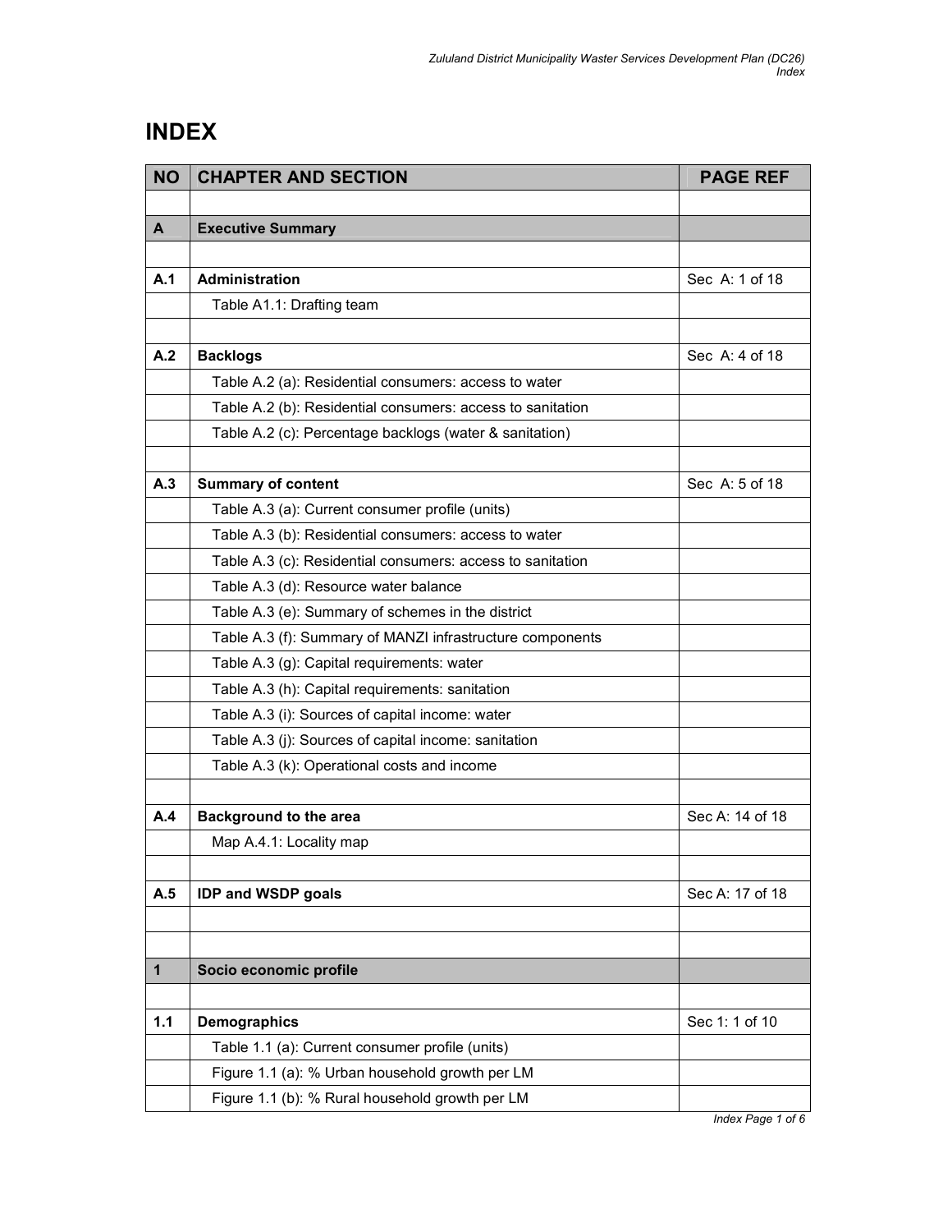# INDEX

| NO | CHAPTER AND SECTION | PAGE REF |
|---|---|---|
| | | |
| **A** | **Executive Summary** | |
| | | |
| **A.1** | **Administration** | Sec A: 1 of 18 |
| | Table A1.1: Drafting team | |
| | | |
| **A.2** | **Backlogs** | Sec A: 4 of 18 |
| | Table A.2 (a): Residential consumers: access to water | |
| | Table A.2 (b): Residential consumers: access to sanitation | |
| | Table A.2 (c): Percentage backlogs (water & sanitation) | |
| | | |
| **A.3** | **Summary of content** | Sec A: 5 of 18 |
| | Table A.3 (a): Current consumer profile (units) | |
| | Table A.3 (b): Residential consumers: access to water | |
| | Table A.3 (c): Residential consumers: access to sanitation | |
| | Table A.3 (d): Resource water balance | |
| | Table A.3 (e): Summary of schemes in the district | |
| | Table A.3 (f): Summary of MANZI infrastructure components | |
| | Table A.3 (g): Capital requirements: water | |
| | Table A.3 (h): Capital requirements: sanitation | |
| | Table A.3 (i): Sources of capital income: water | |
| | Table A.3 (j): Sources of capital income: sanitation | |
| | Table A.3 (k): Operational costs and income | |
| | | |
| **A.4** | **Background to the area** | Sec A: 14 of 18 |
| | Map A.4.1: Locality map | |
| | | |
| **A.5** | **IDP and WSDP goals** | Sec A: 17 of 18 |
| | | |
| | | |
| **1** | **Socio economic profile** | |
| | | |
| **1.1** | **Demographics** | Sec 1: 1 of 10 |
| | Table 1.1 (a): Current consumer profile (units) | |
| | Figure 1.1 (a): % Urban household growth per LM | |
| | Figure 1.1 (b): % Rural household growth per LM | |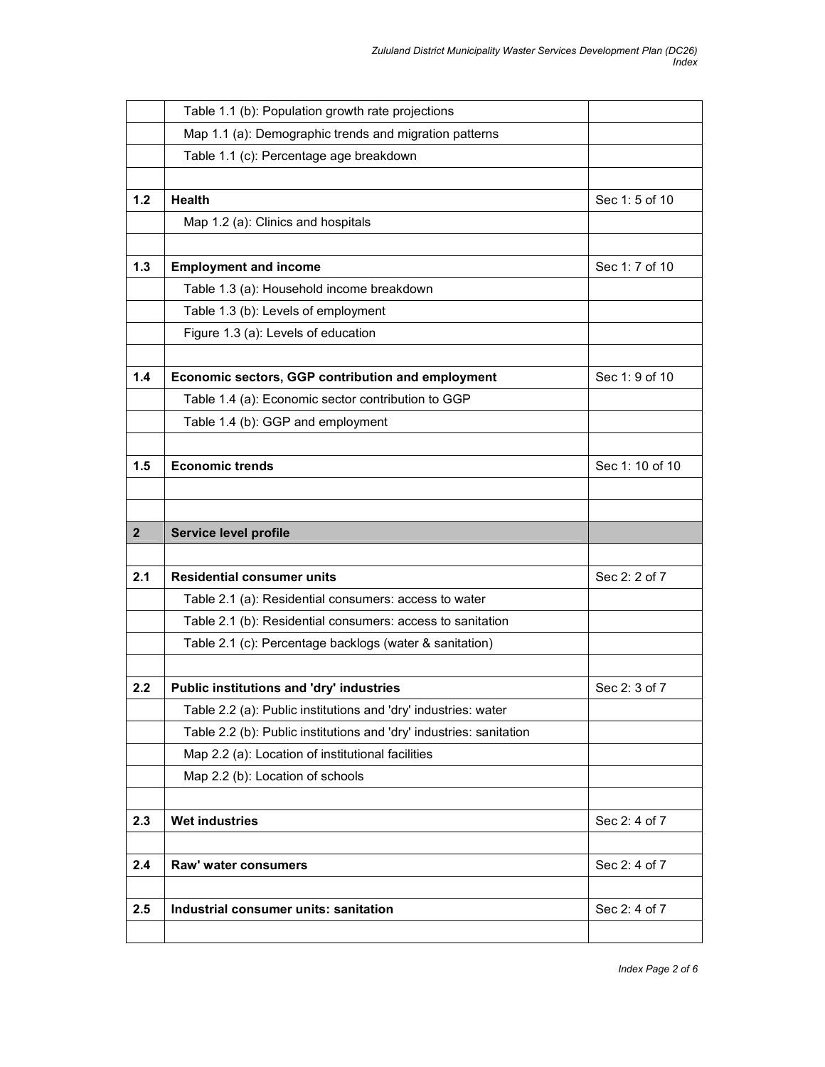| | | |
|---|---|---|
| | Table 1.1 (b): Population growth rate projections | |
| | Map 1.1 (a): Demographic trends and migration patterns | |
| | Table 1.1 (c): Percentage age breakdown | |
| | | |
| **1.2** | **Health** | Sec 1: 5 of 10 |
| | Map 1.2 (a): Clinics and hospitals | |
| | | |
| **1.3** | **Employment and income** | Sec 1: 7 of 10 |
| | Table 1.3 (a): Household income breakdown | |
| | Table 1.3 (b): Levels of employment | |
| | Figure 1.3 (a): Levels of education | |
| | | |
| **1.4** | **Economic sectors, GGP contribution and employment** | Sec 1: 9 of 10 |
| | Table 1.4 (a): Economic sector contribution to GGP | |
| | Table 1.4 (b): GGP and employment | |
| | | |
| **1.5** | **Economic trends** | Sec 1: 10 of 10 |
| | | |
| | | |
| **2** | **Service level profile** | |
| | | |
| **2.1** | **Residential consumer units** | Sec 2: 2 of 7 |
| | Table 2.1 (a): Residential consumers: access to water | |
| | Table 2.1 (b): Residential consumers: access to sanitation | |
| | Table 2.1 (c): Percentage backlogs (water & sanitation) | |
| | | |
| **2.2** | **Public institutions and 'dry' industries** | Sec 2: 3 of 7 |
| | Table 2.2 (a): Public institutions and 'dry' industries: water | |
| | Table 2.2 (b): Public institutions and 'dry' industries: sanitation | |
| | Map 2.2 (a): Location of institutional facilities | |
| | Map 2.2 (b): Location of schools | |
| | | |
| **2.3** | **Wet industries** | Sec 2: 4 of 7 |
| | | |
| **2.4** | **Raw' water consumers** | Sec 2: 4 of 7 |
| | | |
| **2.5** | **Industrial consumer units: sanitation** | Sec 2: 4 of 7 |
| | | |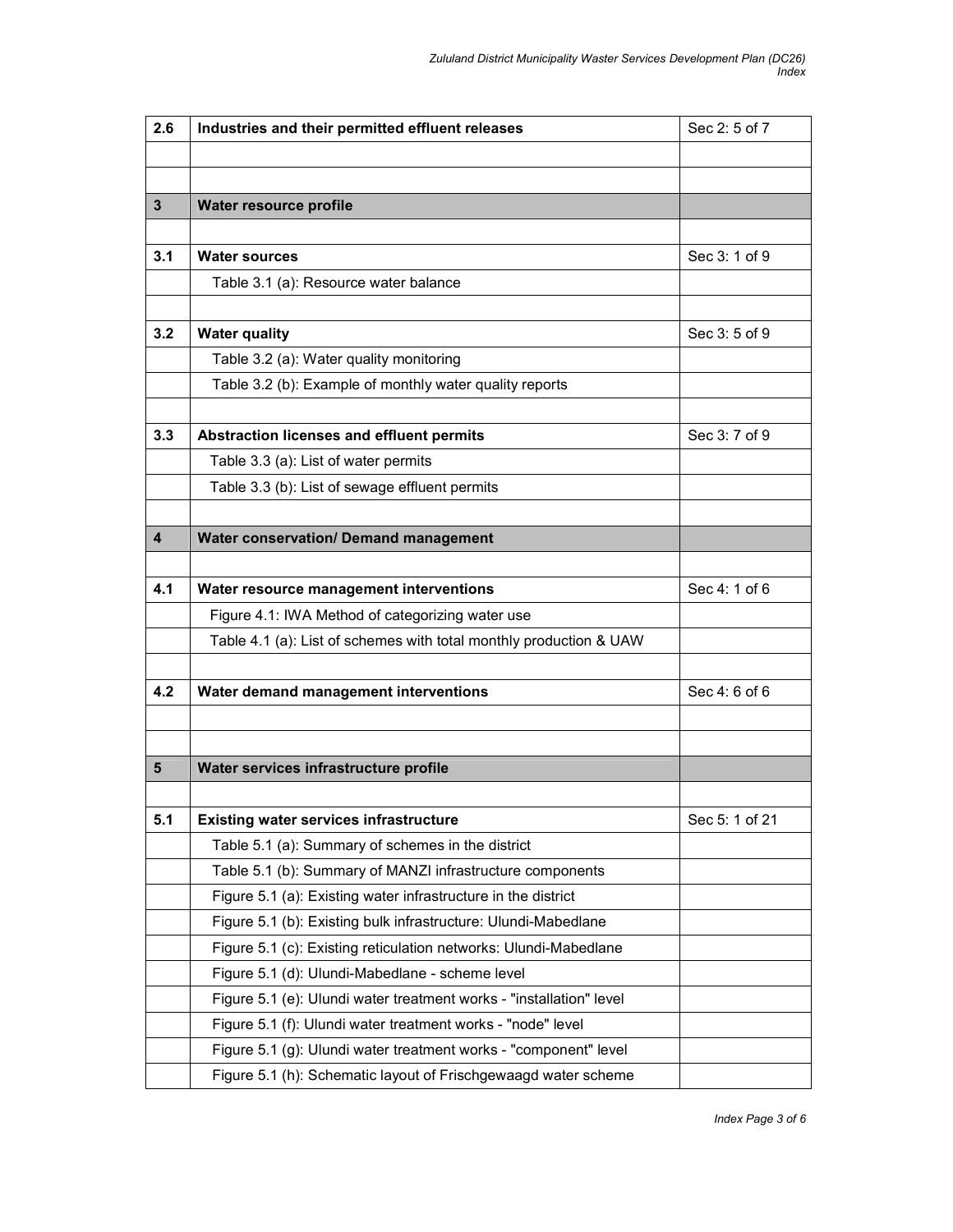| 2.6 | **Industries and their permitted effluent releases** | Sec 2: 5 of 7 |
|---|---|---|
| | | |
| | | |
| **3** | **Water resource profile** | |
| | | |
| 3.1 | **Water sources** | Sec 3: 1 of 9 |
| | Table 3.1 (a): Resource water balance | |
| | | |
| 3.2 | **Water quality** | Sec 3: 5 of 9 |
| | Table 3.2 (a): Water quality monitoring | |
| | Table 3.2 (b): Example of monthly water quality reports | |
| | | |
| 3.3 | **Abstraction licenses and effluent permits** | Sec 3: 7 of 9 |
| | Table 3.3 (a): List of water permits | |
| | Table 3.3 (b): List of sewage effluent permits | |
| | | |
| **4** | **Water conservation/ Demand management** | |
| | | |
| 4.1 | **Water resource management interventions** | Sec 4: 1 of 6 |
| | Figure 4.1: IWA Method of categorizing water use | |
| | Table 4.1 (a): List of schemes with total monthly production & UAW | |
| | | |
| 4.2 | **Water demand management interventions** | Sec 4: 6 of 6 |
| | | |
| | | |
| **5** | **Water services infrastructure profile** | |
| | | |
| 5.1 | **Existing water services infrastructure** | Sec 5: 1 of 21 |
| | Table 5.1 (a): Summary of schemes in the district | |
| | Table 5.1 (b): Summary of MANZI infrastructure components | |
| | Figure 5.1 (a): Existing water infrastructure in the district | |
| | Figure 5.1 (b): Existing bulk infrastructure: Ulundi-Mabedlane | |
| | Figure 5.1 (c): Existing reticulation networks: Ulundi-Mabedlane | |
| | Figure 5.1 (d): Ulundi-Mabedlane - scheme level | |
| | Figure 5.1 (e): Ulundi water treatment works - "installation" level | |
| | Figure 5.1 (f): Ulundi water treatment works - "node" level | |
| | Figure 5.1 (g): Ulundi water treatment works - "component" level | |
| | Figure 5.1 (h): Schematic layout of Frischgewaagd water scheme | |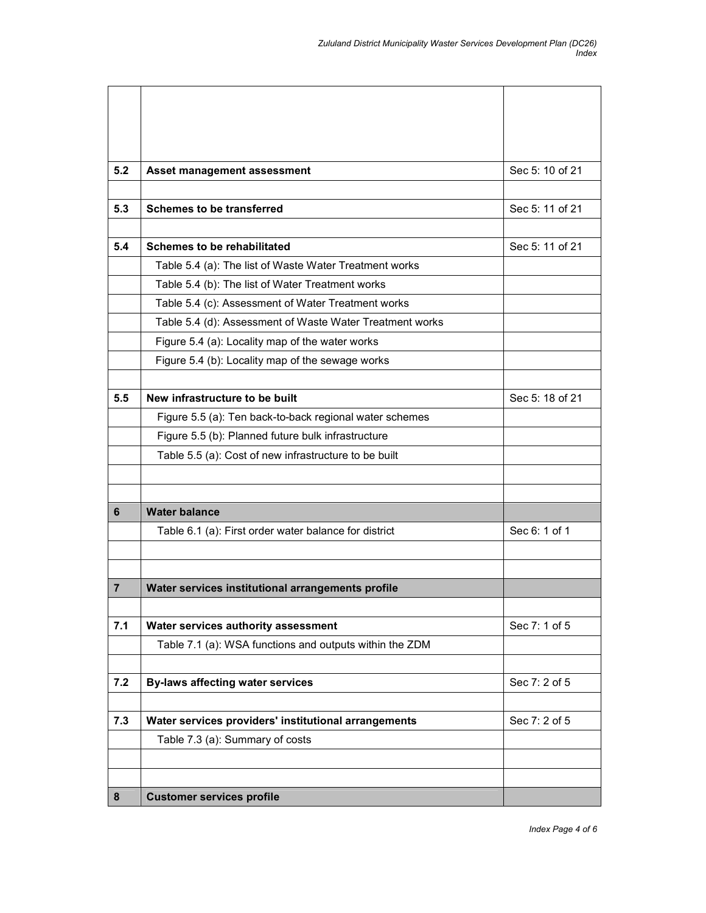| | | |
|---|---|---|
| | | |
| **5.2** | **Asset management assessment** | Sec 5: 10 of 21 |
| | | |
| **5.3** | **Schemes to be transferred** | Sec 5: 11 of 21 |
| | | |
| **5.4** | **Schemes to be rehabilitated** | Sec 5: 11 of 21 |
| | Table 5.4 (a): The list of Waste Water Treatment works | |
| | Table 5.4 (b): The list of Water Treatment works | |
| | Table 5.4 (c): Assessment of Water Treatment works | |
| | Table 5.4 (d): Assessment of Waste Water Treatment works | |
| | Figure 5.4 (a): Locality map of the water works | |
| | Figure 5.4 (b): Locality map of the sewage works | |
| | | |
| **5.5** | **New infrastructure to be built** | Sec 5: 18 of 21 |
| | Figure 5.5 (a): Ten back-to-back regional water schemes | |
| | Figure 5.5 (b): Planned future bulk infrastructure | |
| | Table 5.5 (a): Cost of new infrastructure to be built | |
| | | |
| | | |
| **6** | **Water balance** | |
| | Table 6.1 (a): First order water balance for district | Sec 6: 1 of 1 |
| | | |
| | | |
| **7** | **Water services institutional arrangements profile** | |
| | | |
| **7.1** | **Water services authority assessment** | Sec 7: 1 of 5 |
| | Table 7.1 (a): WSA functions and outputs within the ZDM | |
| | | |
| **7.2** | **By-laws affecting water services** | Sec 7: 2 of 5 |
| | | |
| **7.3** | **Water services providers' institutional arrangements** | Sec 7: 2 of 5 |
| | Table 7.3 (a): Summary of costs | |
| | | |
| | | |
| **8** | **Customer services profile** | |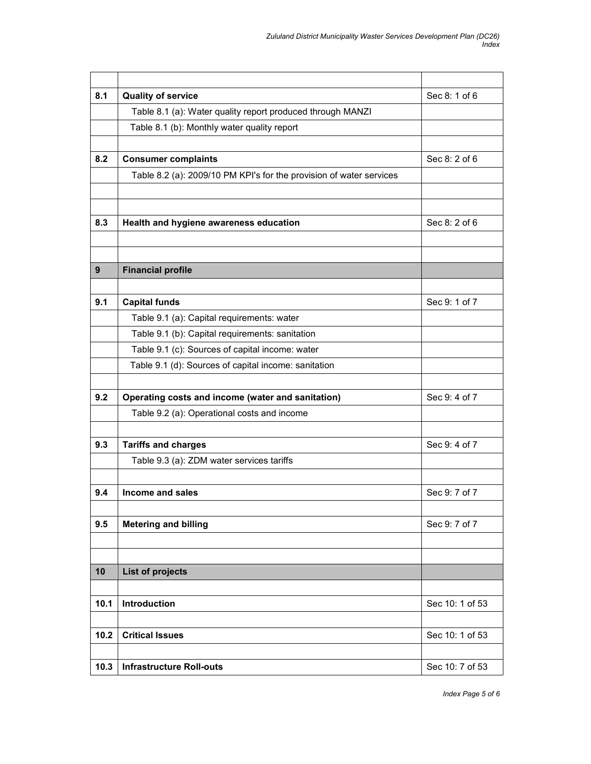| | | |
|---|---|---|
| **8.1** | **Quality of service** | Sec 8: 1 of 6 |
| | Table 8.1 (a): Water quality report produced through MANZI | |
| | Table 8.1 (b): Monthly water quality report | |
| | | |
| **8.2** | **Consumer complaints** | Sec 8: 2 of 6 |
| | Table 8.2 (a): 2009/10 PM KPI's for the provision of water services | |
| | | |
| | | |
| **8.3** | **Health and hygiene awareness education** | Sec 8: 2 of 6 |
| | | |
| | | |
| **9** | **Financial profile** | |
| | | |
| **9.1** | **Capital funds** | Sec 9: 1 of 7 |
| | Table 9.1 (a): Capital requirements: water | |
| | Table 9.1 (b): Capital requirements: sanitation | |
| | Table 9.1 (c): Sources of capital income: water | |
| | Table 9.1 (d): Sources of capital income: sanitation | |
| | | |
| **9.2** | **Operating costs and income (water and sanitation)** | Sec 9: 4 of 7 |
| | Table 9.2 (a): Operational costs and income | |
| | | |
| **9.3** | **Tariffs and charges** | Sec 9: 4 of 7 |
| | Table 9.3 (a): ZDM water services tariffs | |
| | | |
| **9.4** | **Income and sales** | Sec 9: 7 of 7 |
| | | |
| **9.5** | **Metering and billing** | Sec 9: 7 of 7 |
| | | |
| | | |
| **10** | **List of projects** | |
| | | |
| **10.1** | **Introduction** | Sec 10: 1 of 53 |
| | | |
| **10.2** | **Critical Issues** | Sec 10: 1 of 53 |
| | | |
| **10.3** | **Infrastructure Roll-outs** | Sec 10: 7 of 53 |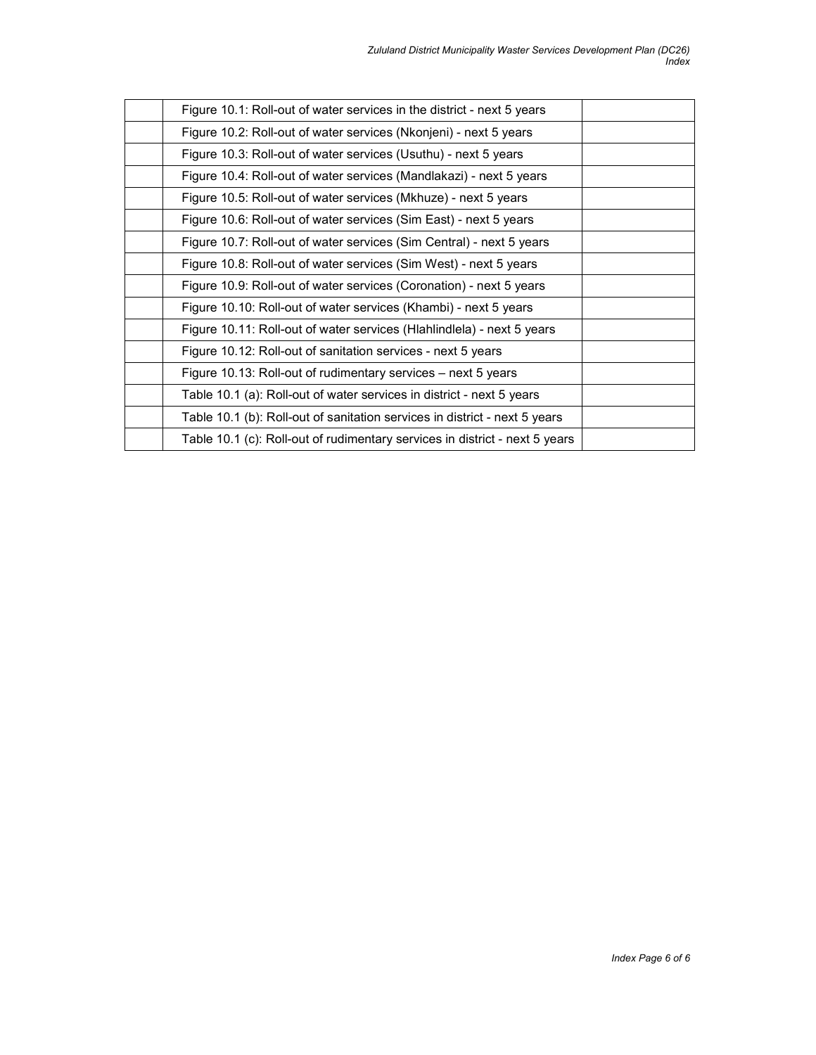| | | |
|---|---|---|
| | Figure 10.1: Roll-out of water services in the district - next 5 years | |
| | Figure 10.2: Roll-out of water services (Nkonjeni) - next 5 years | |
| | Figure 10.3: Roll-out of water services (Usuthu) - next 5 years | |
| | Figure 10.4: Roll-out of water services (Mandlakazi) - next 5 years | |
| | Figure 10.5: Roll-out of water services (Mkhuze) - next 5 years | |
| | Figure 10.6: Roll-out of water services (Sim East) - next 5 years | |
| | Figure 10.7: Roll-out of water services (Sim Central) - next 5 years | |
| | Figure 10.8: Roll-out of water services (Sim West) - next 5 years | |
| | Figure 10.9: Roll-out of water services (Coronation) - next 5 years | |
| | Figure 10.10: Roll-out of water services (Khambi) - next 5 years | |
| | Figure 10.11: Roll-out of water services (Hlahlindlela) - next 5 years | |
| | Figure 10.12: Roll-out of sanitation services - next 5 years | |
| | Figure 10.13: Roll-out of rudimentary services – next 5 years | |
| | Table 10.1 (a): Roll-out of water services in district - next 5 years | |
| | Table 10.1 (b): Roll-out of sanitation services in district - next 5 years | |
| | Table 10.1 (c): Roll-out of rudimentary services in district - next 5 years | |